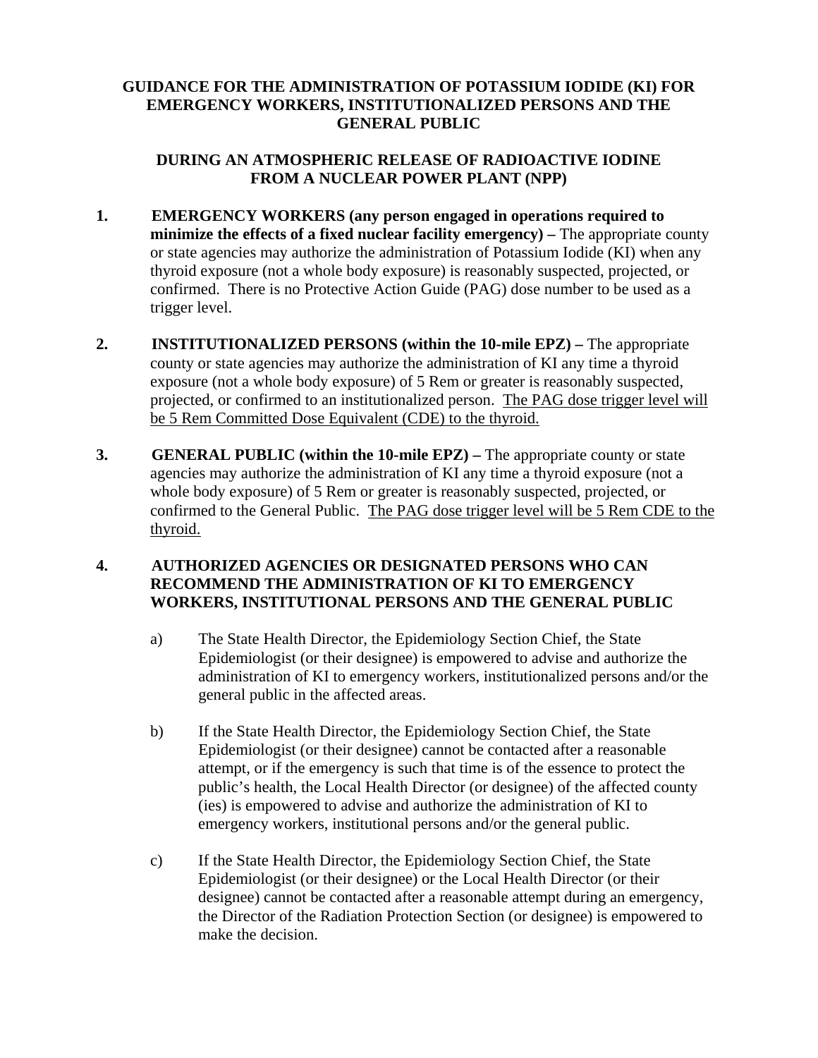# GUIDANCE FOR THE ADMINISTRATION OF POTASSIUM IODIDE (KI) FOR EMERGENCY WORKERS, INSTITUTIONALIZED PERSONS AND THE GENERAL PUBLIC

## DURING AN ATMOSPHERIC RELEASE OF RADIOACTIVE IODINE FROM A NUCLEAR POWER PLANT (NPP)

1. **EMERGENCY WORKERS (any person engaged in operations required to minimize the effects of a fixed nuclear facility emergency) –** The appropriate county or state agencies may authorize the administration of Potassium Iodide (KI) when any thyroid exposure (not a whole body exposure) is reasonably suspected, projected, or confirmed. There is no Protective Action Guide (PAG) dose number to be used as a trigger level.

2. **INSTITUTIONALIZED PERSONS (within the 10-mile EPZ) –** The appropriate county or state agencies may authorize the administration of KI any time a thyroid exposure (not a whole body exposure) of 5 Rem or greater is reasonably suspected, projected, or confirmed to an institutionalized person. <u>The PAG dose trigger level will be 5 Rem Committed Dose Equivalent (CDE) to the thyroid.</u>

3. **GENERAL PUBLIC (within the 10-mile EPZ) –** The appropriate county or state agencies may authorize the administration of KI any time a thyroid exposure (not a whole body exposure) of 5 Rem or greater is reasonably suspected, projected, or confirmed to the General Public. <u>The PAG dose trigger level will be 5 Rem CDE to the thyroid.</u>

4. **AUTHORIZED AGENCIES OR DESIGNATED PERSONS WHO CAN RECOMMEND THE ADMINISTRATION OF KI TO EMERGENCY WORKERS, INSTITUTIONAL PERSONS AND THE GENERAL PUBLIC**

   a) The State Health Director, the Epidemiology Section Chief, the State Epidemiologist (or their designee) is empowered to advise and authorize the administration of KI to emergency workers, institutionalized persons and/or the general public in the affected areas.

   b) If the State Health Director, the Epidemiology Section Chief, the State Epidemiologist (or their designee) cannot be contacted after a reasonable attempt, or if the emergency is such that time is of the essence to protect the public's health, the Local Health Director (or designee) of the affected county (ies) is empowered to advise and authorize the administration of KI to emergency workers, institutional persons and/or the general public.

   c) If the State Health Director, the Epidemiology Section Chief, the State Epidemiologist (or their designee) or the Local Health Director (or their designee) cannot be contacted after a reasonable attempt during an emergency, the Director of the Radiation Protection Section (or designee) is empowered to make the decision.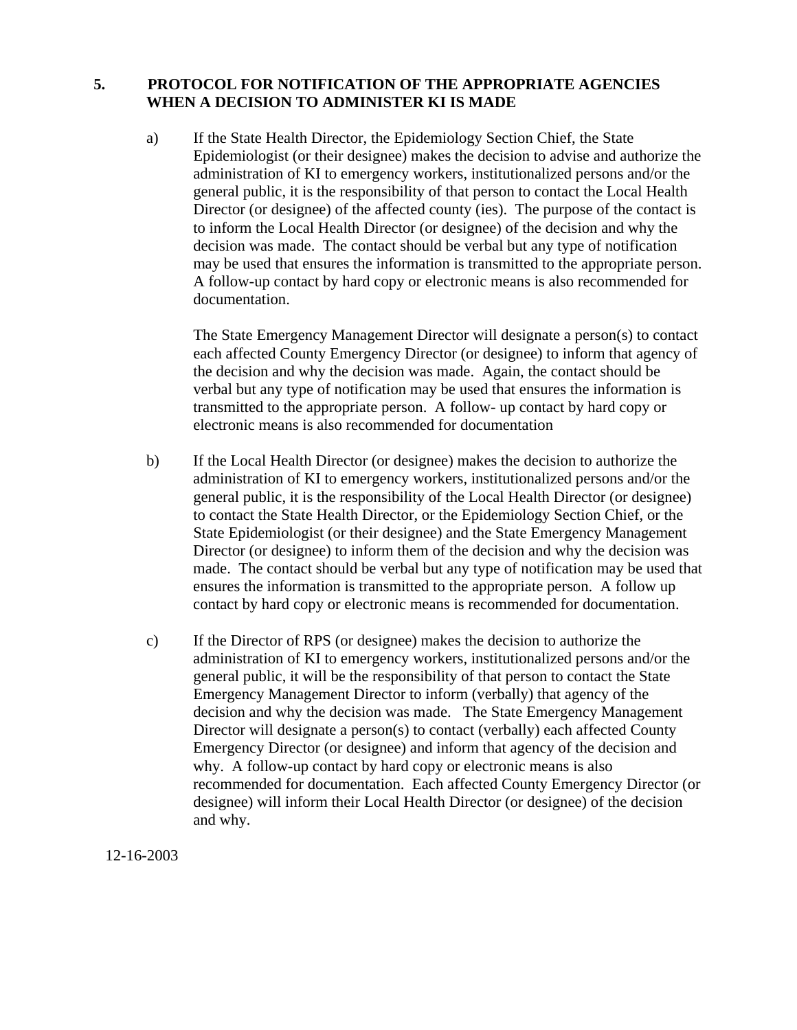## 5. PROTOCOL FOR NOTIFICATION OF THE APPROPRIATE AGENCIES WHEN A DECISION TO ADMINISTER KI IS MADE

a) If the State Health Director, the Epidemiology Section Chief, the State Epidemiologist (or their designee) makes the decision to advise and authorize the administration of KI to emergency workers, institutionalized persons and/or the general public, it is the responsibility of that person to contact the Local Health Director (or designee) of the affected county (ies). The purpose of the contact is to inform the Local Health Director (or designee) of the decision and why the decision was made. The contact should be verbal but any type of notification may be used that ensures the information is transmitted to the appropriate person. A follow-up contact by hard copy or electronic means is also recommended for documentation.

The State Emergency Management Director will designate a person(s) to contact each affected County Emergency Director (or designee) to inform that agency of the decision and why the decision was made. Again, the contact should be verbal but any type of notification may be used that ensures the information is transmitted to the appropriate person. A follow- up contact by hard copy or electronic means is also recommended for documentation

b) If the Local Health Director (or designee) makes the decision to authorize the administration of KI to emergency workers, institutionalized persons and/or the general public, it is the responsibility of the Local Health Director (or designee) to contact the State Health Director, or the Epidemiology Section Chief, or the State Epidemiologist (or their designee) and the State Emergency Management Director (or designee) to inform them of the decision and why the decision was made. The contact should be verbal but any type of notification may be used that ensures the information is transmitted to the appropriate person. A follow up contact by hard copy or electronic means is recommended for documentation.

c) If the Director of RPS (or designee) makes the decision to authorize the administration of KI to emergency workers, institutionalized persons and/or the general public, it will be the responsibility of that person to contact the State Emergency Management Director to inform (verbally) that agency of the decision and why the decision was made. The State Emergency Management Director will designate a person(s) to contact (verbally) each affected County Emergency Director (or designee) and inform that agency of the decision and why. A follow-up contact by hard copy or electronic means is also recommended for documentation. Each affected County Emergency Director (or designee) will inform their Local Health Director (or designee) of the decision and why.

12-16-2003